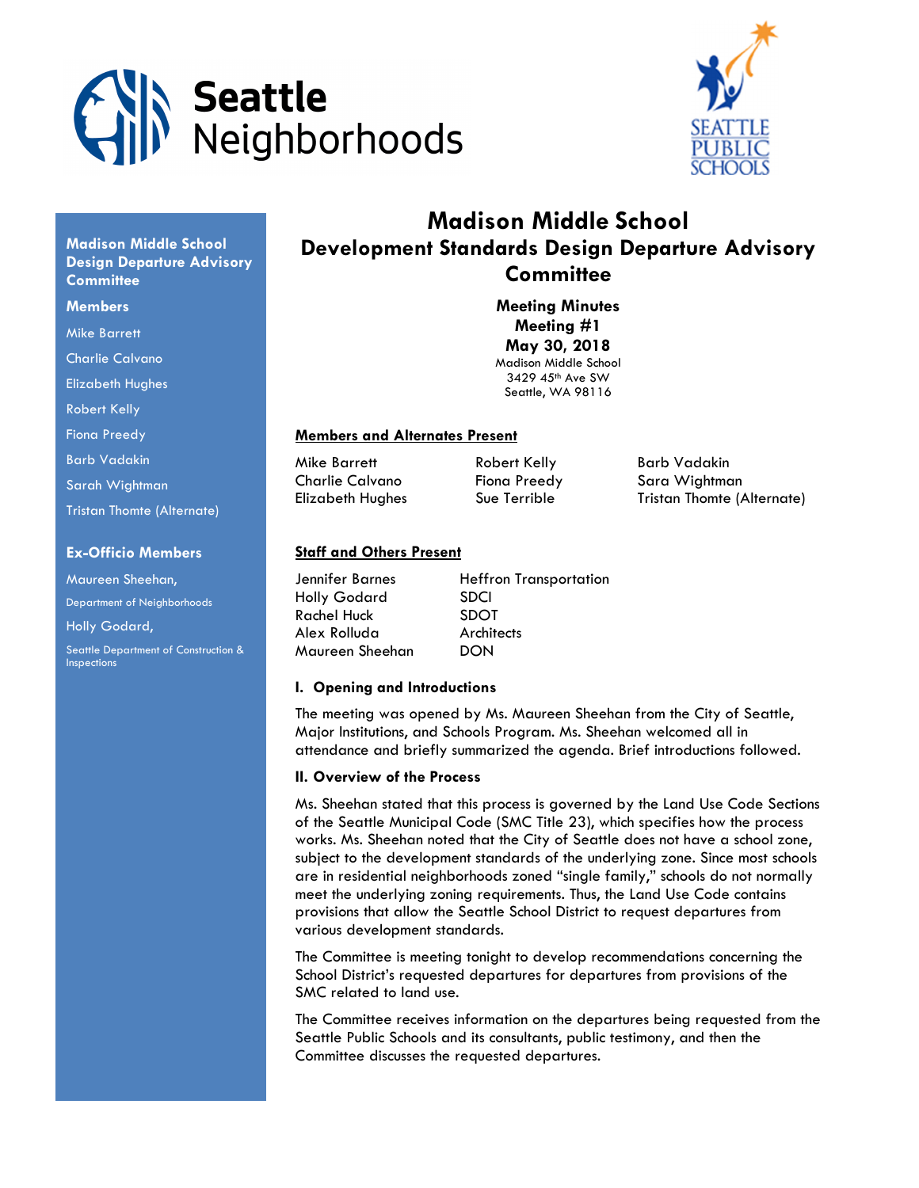Seattle Neighborhoods

SEATTLE PUBLIC SCHOOLS

**Madison Middle School Design Departure Advisory Committee**

**Members**

Mike Barrett

Charlie Calvano

Elizabeth Hughes

Robert Kelly

Fiona Preedy

Barb Vadakin

Sarah Wightman

Tristan Thomte (Alternate)

**Ex-Officio Members**

Maureen Sheehan,
Department of Neighborhoods

Holly Godard,
Seattle Department of Construction & Inspections

# Madison Middle School
# Development Standards Design Departure Advisory Committee

**Meeting Minutes**
**Meeting #1**
**May 30, 2018**
Madison Middle School
3429 45th Ave SW
Seattle, WA 98116

## Members and Alternates Present

| | | |
|---|---|---|
| Mike Barrett | Robert Kelly | Barb Vadakin |
| Charlie Calvano | Fiona Preedy | Sara Wightman |
| Elizabeth Hughes | Sue Terrible | Tristan Thomte (Alternate) |

## Staff and Others Present

| | |
|---|---|
| Jennifer Barnes | Heffron Transportation |
| Holly Godard | SDCI |
| Rachel Huck | SDOT |
| Alex Rolluda | Architects |
| Maureen Sheehan | DON |

### I. Opening and Introductions

The meeting was opened by Ms. Maureen Sheehan from the City of Seattle, Major Institutions, and Schools Program. Ms. Sheehan welcomed all in attendance and briefly summarized the agenda. Brief introductions followed.

### II. Overview of the Process

Ms. Sheehan stated that this process is governed by the Land Use Code Sections of the Seattle Municipal Code (SMC Title 23), which specifies how the process works. Ms. Sheehan noted that the City of Seattle does not have a school zone, subject to the development standards of the underlying zone. Since most schools are in residential neighborhoods zoned "single family," schools do not normally meet the underlying zoning requirements. Thus, the Land Use Code contains provisions that allow the Seattle School District to request departures from various development standards.

The Committee is meeting tonight to develop recommendations concerning the School District's requested departures for departures from provisions of the SMC related to land use.

The Committee receives information on the departures being requested from the Seattle Public Schools and its consultants, public testimony, and then the Committee discusses the requested departures.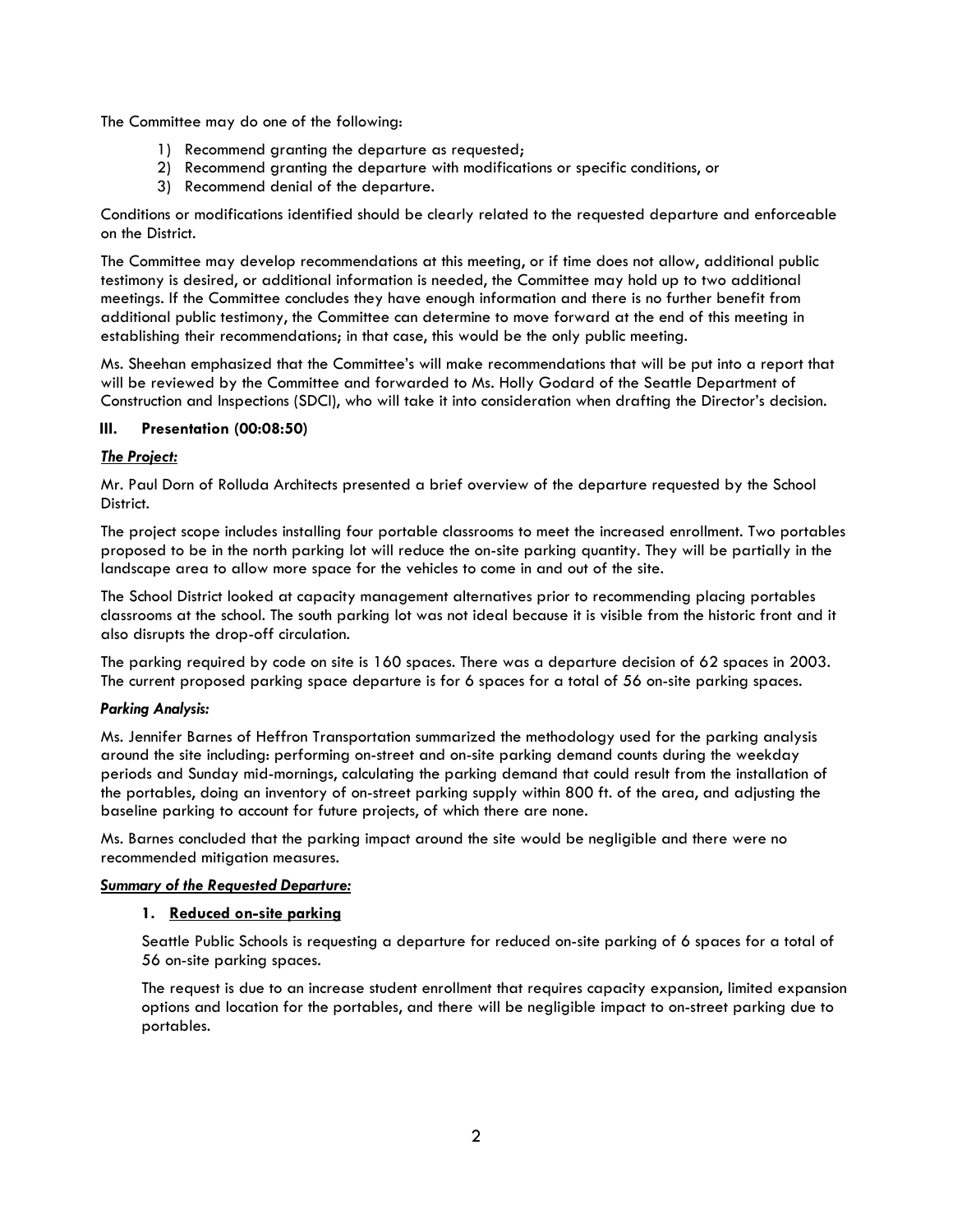The Committee may do one of the following:

1) Recommend granting the departure as requested;
2) Recommend granting the departure with modifications or specific conditions, or
3) Recommend denial of the departure.

Conditions or modifications identified should be clearly related to the requested departure and enforceable on the District.

The Committee may develop recommendations at this meeting, or if time does not allow, additional public testimony is desired, or additional information is needed, the Committee may hold up to two additional meetings. If the Committee concludes they have enough information and there is no further benefit from additional public testimony, the Committee can determine to move forward at the end of this meeting in establishing their recommendations; in that case, this would be the only public meeting.

Ms. Sheehan emphasized that the Committee's will make recommendations that will be put into a report that will be reviewed by the Committee and forwarded to Ms. Holly Godard of the Seattle Department of Construction and Inspections (SDCI), who will take it into consideration when drafting the Director's decision.

## III. Presentation (00:08:50)

***The Project:***

Mr. Paul Dorn of Rolluda Architects presented a brief overview of the departure requested by the School District.

The project scope includes installing four portable classrooms to meet the increased enrollment. Two portables proposed to be in the north parking lot will reduce the on-site parking quantity. They will be partially in the landscape area to allow more space for the vehicles to come in and out of the site.

The School District looked at capacity management alternatives prior to recommending placing portables classrooms at the school. The south parking lot was not ideal because it is visible from the historic front and it also disrupts the drop-off circulation.

The parking required by code on site is 160 spaces. There was a departure decision of 62 spaces in 2003. The current proposed parking space departure is for 6 spaces for a total of 56 on-site parking spaces.

***Parking Analysis:***

Ms. Jennifer Barnes of Heffron Transportation summarized the methodology used for the parking analysis around the site including: performing on-street and on-site parking demand counts during the weekday periods and Sunday mid-mornings, calculating the parking demand that could result from the installation of the portables, doing an inventory of on-street parking supply within 800 ft. of the area, and adjusting the baseline parking to account for future projects, of which there are none.

Ms. Barnes concluded that the parking impact around the site would be negligible and there were no recommended mitigation measures.

***Summary of the Requested Departure:***

1. **Reduced on-site parking**

   Seattle Public Schools is requesting a departure for reduced on-site parking of 6 spaces for a total of 56 on-site parking spaces.

   The request is due to an increase student enrollment that requires capacity expansion, limited expansion options and location for the portables, and there will be negligible impact to on-street parking due to portables.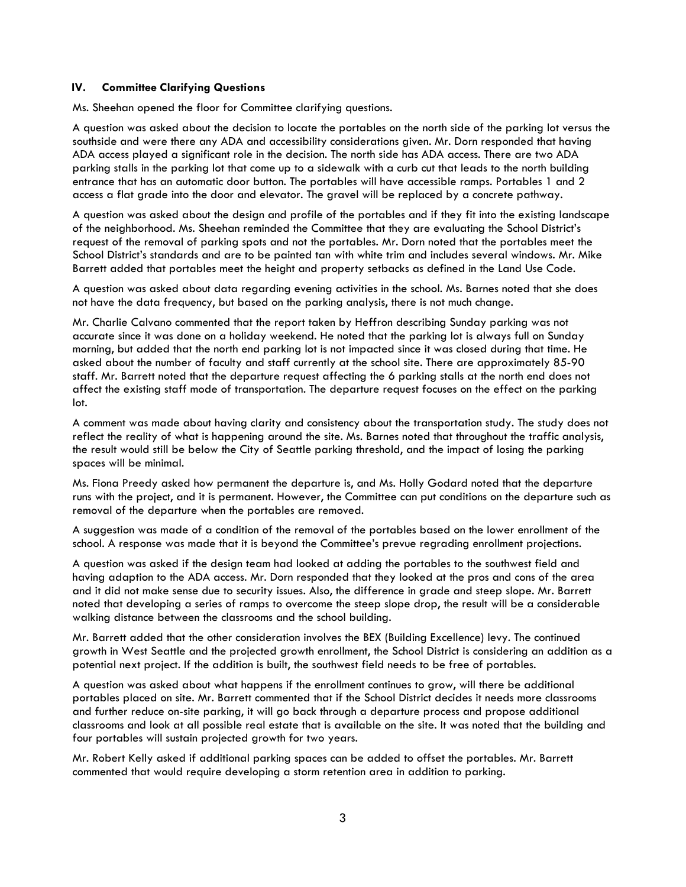### IV. Committee Clarifying Questions

Ms. Sheehan opened the floor for Committee clarifying questions.

A question was asked about the decision to locate the portables on the north side of the parking lot versus the southside and were there any ADA and accessibility considerations given. Mr. Dorn responded that having ADA access played a significant role in the decision. The north side has ADA access. There are two ADA parking stalls in the parking lot that come up to a sidewalk with a curb cut that leads to the north building entrance that has an automatic door button. The portables will have accessible ramps. Portables 1 and 2 access a flat grade into the door and elevator. The gravel will be replaced by a concrete pathway.

A question was asked about the design and profile of the portables and if they fit into the existing landscape of the neighborhood. Ms. Sheehan reminded the Committee that they are evaluating the School District's request of the removal of parking spots and not the portables. Mr. Dorn noted that the portables meet the School District's standards and are to be painted tan with white trim and includes several windows. Mr. Mike Barrett added that portables meet the height and property setbacks as defined in the Land Use Code.

A question was asked about data regarding evening activities in the school. Ms. Barnes noted that she does not have the data frequency, but based on the parking analysis, there is not much change.

Mr. Charlie Calvano commented that the report taken by Heffron describing Sunday parking was not accurate since it was done on a holiday weekend. He noted that the parking lot is always full on Sunday morning, but added that the north end parking lot is not impacted since it was closed during that time. He asked about the number of faculty and staff currently at the school site. There are approximately 85-90 staff. Mr. Barrett noted that the departure request affecting the 6 parking stalls at the north end does not affect the existing staff mode of transportation. The departure request focuses on the effect on the parking lot.

A comment was made about having clarity and consistency about the transportation study. The study does not reflect the reality of what is happening around the site. Ms. Barnes noted that throughout the traffic analysis, the result would still be below the City of Seattle parking threshold, and the impact of losing the parking spaces will be minimal.

Ms. Fiona Preedy asked how permanent the departure is, and Ms. Holly Godard noted that the departure runs with the project, and it is permanent. However, the Committee can put conditions on the departure such as removal of the departure when the portables are removed.

A suggestion was made of a condition of the removal of the portables based on the lower enrollment of the school. A response was made that it is beyond the Committee's prevue regrading enrollment projections.

A question was asked if the design team had looked at adding the portables to the southwest field and having adaption to the ADA access. Mr. Dorn responded that they looked at the pros and cons of the area and it did not make sense due to security issues. Also, the difference in grade and steep slope. Mr. Barrett noted that developing a series of ramps to overcome the steep slope drop, the result will be a considerable walking distance between the classrooms and the school building.

Mr. Barrett added that the other consideration involves the BEX (Building Excellence) levy. The continued growth in West Seattle and the projected growth enrollment, the School District is considering an addition as a potential next project. If the addition is built, the southwest field needs to be free of portables.

A question was asked about what happens if the enrollment continues to grow, will there be additional portables placed on site. Mr. Barrett commented that if the School District decides it needs more classrooms and further reduce on-site parking, it will go back through a departure process and propose additional classrooms and look at all possible real estate that is available on the site. It was noted that the building and four portables will sustain projected growth for two years.

Mr. Robert Kelly asked if additional parking spaces can be added to offset the portables. Mr. Barrett commented that would require developing a storm retention area in addition to parking.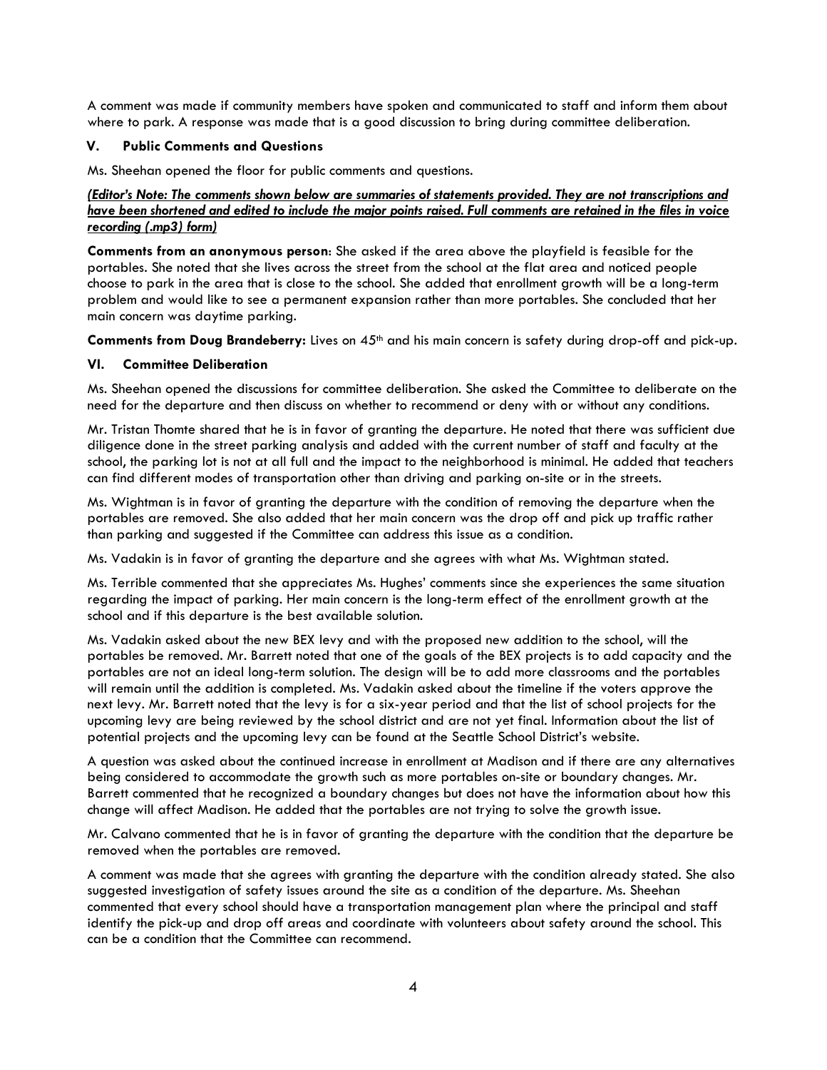A comment was made if community members have spoken and communicated to staff and inform them about where to park. A response was made that is a good discussion to bring during committee deliberation.

## V. Public Comments and Questions

Ms. Sheehan opened the floor for public comments and questions.

***(Editor's Note: The comments shown below are summaries of statements provided. They are not transcriptions and have been shortened and edited to include the major points raised. Full comments are retained in the files in voice recording (.mp3) form)***

**Comments from an anonymous person**: She asked if the area above the playfield is feasible for the portables. She noted that she lives across the street from the school at the flat area and noticed people choose to park in the area that is close to the school. She added that enrollment growth will be a long-term problem and would like to see a permanent expansion rather than more portables. She concluded that her main concern was daytime parking.

**Comments from Doug Brandeberry:** Lives on 45th and his main concern is safety during drop-off and pick-up.

## VI. Committee Deliberation

Ms. Sheehan opened the discussions for committee deliberation. She asked the Committee to deliberate on the need for the departure and then discuss on whether to recommend or deny with or without any conditions.

Mr. Tristan Thomte shared that he is in favor of granting the departure. He noted that there was sufficient due diligence done in the street parking analysis and added with the current number of staff and faculty at the school, the parking lot is not at all full and the impact to the neighborhood is minimal. He added that teachers can find different modes of transportation other than driving and parking on-site or in the streets.

Ms. Wightman is in favor of granting the departure with the condition of removing the departure when the portables are removed. She also added that her main concern was the drop off and pick up traffic rather than parking and suggested if the Committee can address this issue as a condition.

Ms. Vadakin is in favor of granting the departure and she agrees with what Ms. Wightman stated.

Ms. Terrible commented that she appreciates Ms. Hughes' comments since she experiences the same situation regarding the impact of parking. Her main concern is the long-term effect of the enrollment growth at the school and if this departure is the best available solution.

Ms. Vadakin asked about the new BEX levy and with the proposed new addition to the school, will the portables be removed. Mr. Barrett noted that one of the goals of the BEX projects is to add capacity and the portables are not an ideal long-term solution. The design will be to add more classrooms and the portables will remain until the addition is completed. Ms. Vadakin asked about the timeline if the voters approve the next levy. Mr. Barrett noted that the levy is for a six-year period and that the list of school projects for the upcoming levy are being reviewed by the school district and are not yet final. Information about the list of potential projects and the upcoming levy can be found at the Seattle School District's website.

A question was asked about the continued increase in enrollment at Madison and if there are any alternatives being considered to accommodate the growth such as more portables on-site or boundary changes. Mr. Barrett commented that he recognized a boundary changes but does not have the information about how this change will affect Madison. He added that the portables are not trying to solve the growth issue.

Mr. Calvano commented that he is in favor of granting the departure with the condition that the departure be removed when the portables are removed.

A comment was made that she agrees with granting the departure with the condition already stated. She also suggested investigation of safety issues around the site as a condition of the departure. Ms. Sheehan commented that every school should have a transportation management plan where the principal and staff identify the pick-up and drop off areas and coordinate with volunteers about safety around the school. This can be a condition that the Committee can recommend.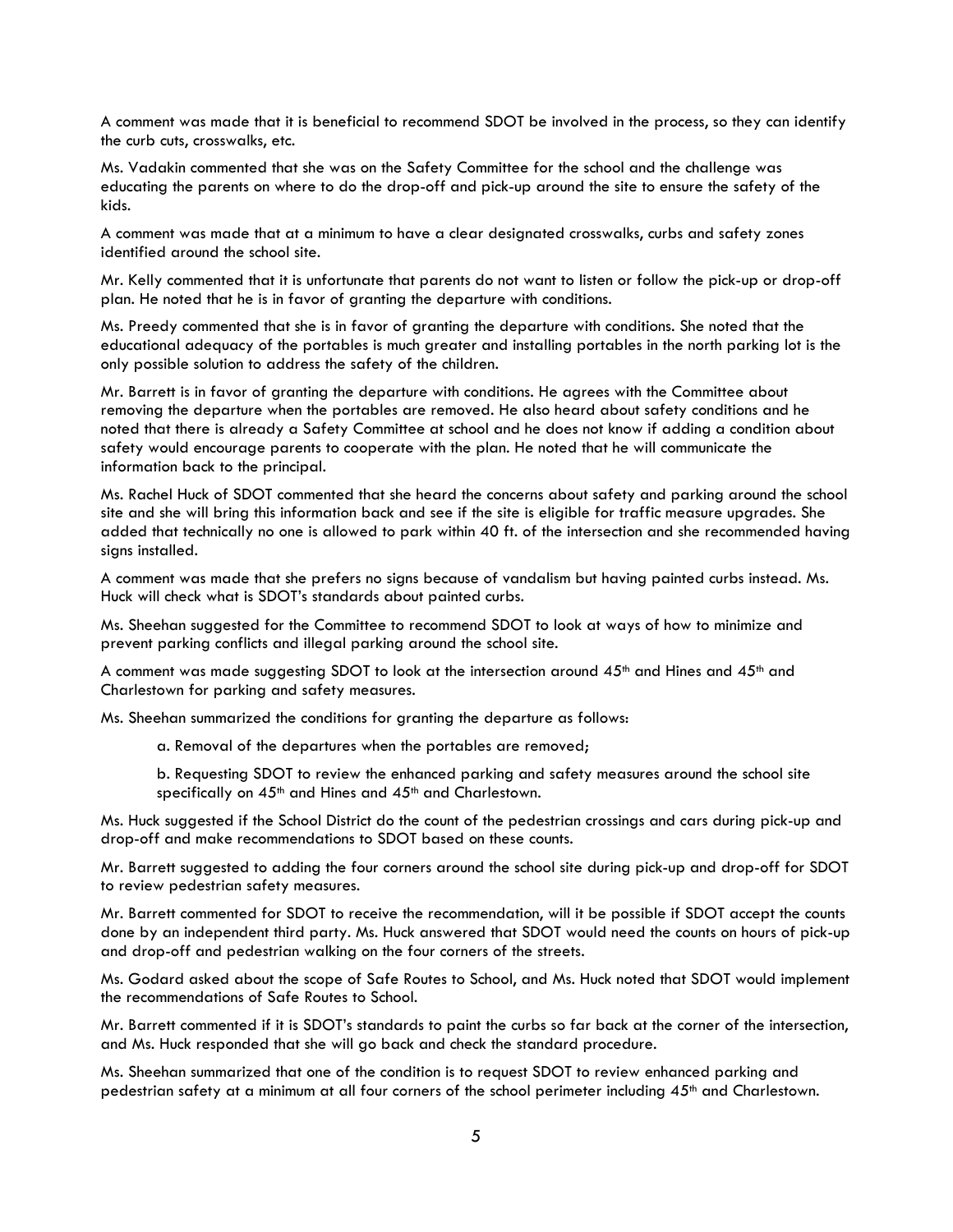A comment was made that it is beneficial to recommend SDOT be involved in the process, so they can identify the curb cuts, crosswalks, etc.

Ms. Vadakin commented that she was on the Safety Committee for the school and the challenge was educating the parents on where to do the drop-off and pick-up around the site to ensure the safety of the kids.

A comment was made that at a minimum to have a clear designated crosswalks, curbs and safety zones identified around the school site.

Mr. Kelly commented that it is unfortunate that parents do not want to listen or follow the pick-up or drop-off plan. He noted that he is in favor of granting the departure with conditions.

Ms. Preedy commented that she is in favor of granting the departure with conditions. She noted that the educational adequacy of the portables is much greater and installing portables in the north parking lot is the only possible solution to address the safety of the children.

Mr. Barrett is in favor of granting the departure with conditions. He agrees with the Committee about removing the departure when the portables are removed. He also heard about safety conditions and he noted that there is already a Safety Committee at school and he does not know if adding a condition about safety would encourage parents to cooperate with the plan. He noted that he will communicate the information back to the principal.

Ms. Rachel Huck of SDOT commented that she heard the concerns about safety and parking around the school site and she will bring this information back and see if the site is eligible for traffic measure upgrades. She added that technically no one is allowed to park within 40 ft. of the intersection and she recommended having signs installed.

A comment was made that she prefers no signs because of vandalism but having painted curbs instead. Ms. Huck will check what is SDOT's standards about painted curbs.

Ms. Sheehan suggested for the Committee to recommend SDOT to look at ways of how to minimize and prevent parking conflicts and illegal parking around the school site.

A comment was made suggesting SDOT to look at the intersection around 45th and Hines and 45th and Charlestown for parking and safety measures.

Ms. Sheehan summarized the conditions for granting the departure as follows:

a. Removal of the departures when the portables are removed;

b. Requesting SDOT to review the enhanced parking and safety measures around the school site specifically on 45th and Hines and 45th and Charlestown.

Ms. Huck suggested if the School District do the count of the pedestrian crossings and cars during pick-up and drop-off and make recommendations to SDOT based on these counts.

Mr. Barrett suggested to adding the four corners around the school site during pick-up and drop-off for SDOT to review pedestrian safety measures.

Mr. Barrett commented for SDOT to receive the recommendation, will it be possible if SDOT accept the counts done by an independent third party. Ms. Huck answered that SDOT would need the counts on hours of pick-up and drop-off and pedestrian walking on the four corners of the streets.

Ms. Godard asked about the scope of Safe Routes to School, and Ms. Huck noted that SDOT would implement the recommendations of Safe Routes to School.

Mr. Barrett commented if it is SDOT's standards to paint the curbs so far back at the corner of the intersection, and Ms. Huck responded that she will go back and check the standard procedure.

Ms. Sheehan summarized that one of the condition is to request SDOT to review enhanced parking and pedestrian safety at a minimum at all four corners of the school perimeter including 45th and Charlestown.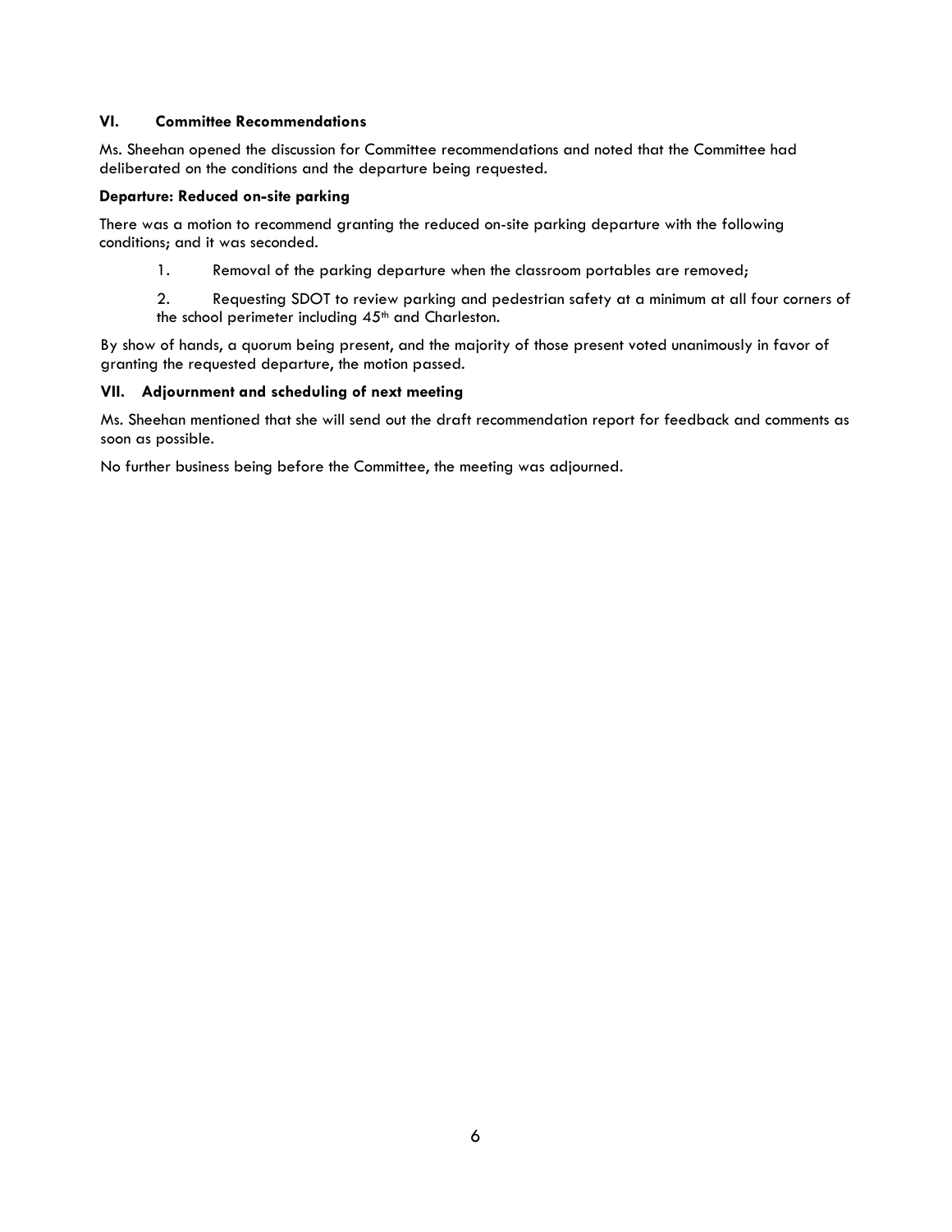## VI. Committee Recommendations

Ms. Sheehan opened the discussion for Committee recommendations and noted that the Committee had deliberated on the conditions and the departure being requested.

### Departure: Reduced on-site parking

There was a motion to recommend granting the reduced on-site parking departure with the following conditions; and it was seconded.

1. Removal of the parking departure when the classroom portables are removed;
2. Requesting SDOT to review parking and pedestrian safety at a minimum at all four corners of the school perimeter including 45th and Charleston.

By show of hands, a quorum being present, and the majority of those present voted unanimously in favor of granting the requested departure, the motion passed.

## VII. Adjournment and scheduling of next meeting

Ms. Sheehan mentioned that she will send out the draft recommendation report for feedback and comments as soon as possible.

No further business being before the Committee, the meeting was adjourned.